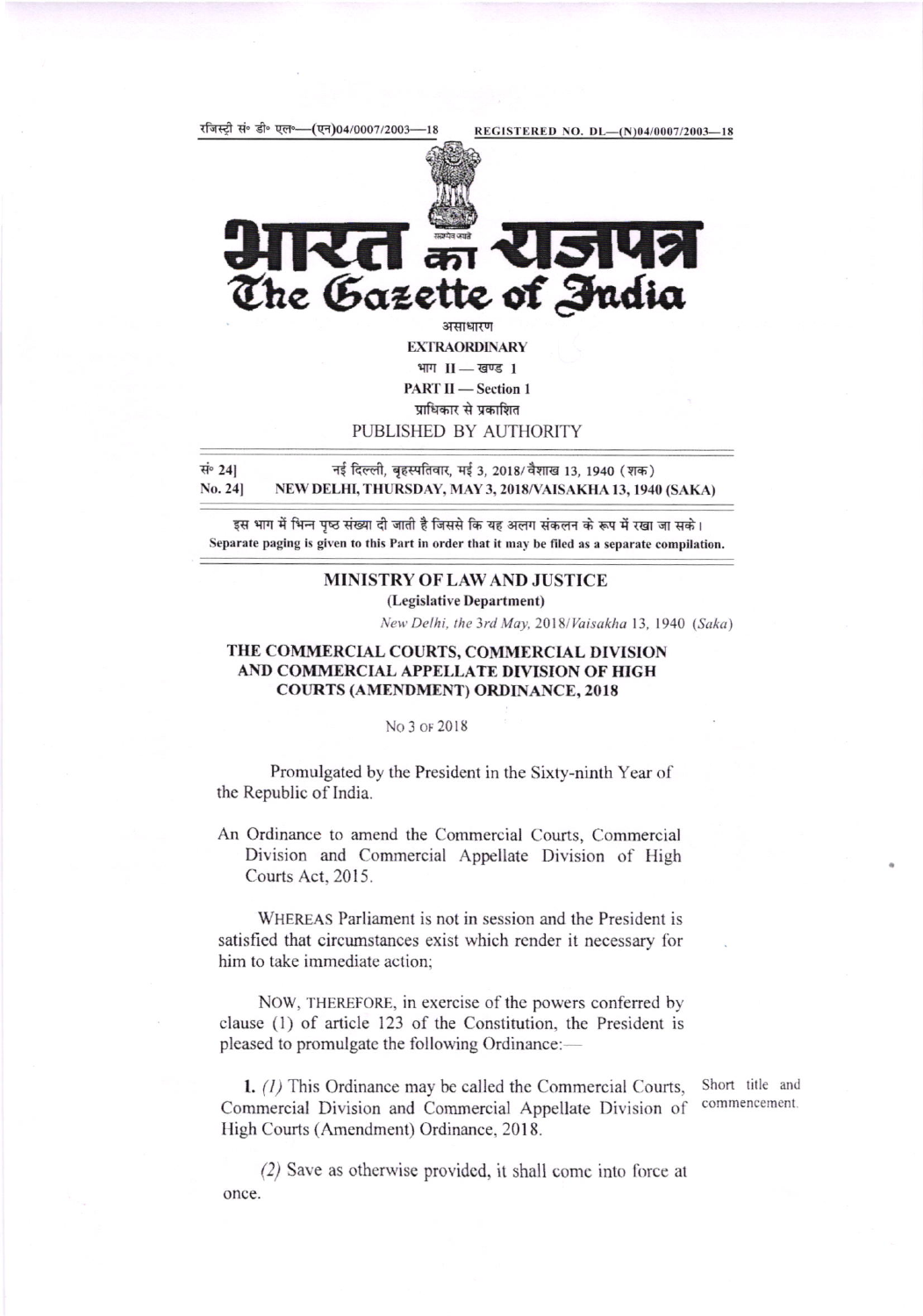रजिस्ट्री सं० डी० एल०—(एन)04/0007/2003—18 REGISTERED NO. DL—(N)04/0007/2003—18

# भारत का राजपत्र
# The Gazette of India

असाधारण

**EXTRAORDINARY**

भाग II — खण्ड 1

**PART II — Section 1**

प्राधिकार से प्रकाशित

PUBLISHED BY AUTHORITY

सं० 24] नई दिल्ली, बृहस्पतिवार, मई 3, 2018/ वैशाख 13, 1940 (शक)

**No. 24] NEW DELHI, THURSDAY, MAY 3, 2018/VAISAKHA 13, 1940 (SAKA)**

इस भाग में भिन्न पृष्ठ संख्या दी जाती है जिससे कि यह अलग संकलन के रूप में रखा जा सके।

**Separate paging is given to this Part in order that it may be filed as a separate compilation.**

## MINISTRY OF LAW AND JUSTICE

**(Legislative Department)**

*New Delhi, the 3rd May, 2018/Vaisakha 13, 1940 (Saka)*

## THE COMMERCIAL COURTS, COMMERCIAL DIVISION AND COMMERCIAL APPELLATE DIVISION OF HIGH COURTS (AMENDMENT) ORDINANCE, 2018

No 3 OF 2018

Promulgated by the President in the Sixty-ninth Year of the Republic of India.

An Ordinance to amend the Commercial Courts, Commercial Division and Commercial Appellate Division of High Courts Act, 2015.

WHEREAS Parliament is not in session and the President is satisfied that circumstances exist which render it necessary for him to take immediate action;

NOW, THEREFORE, in exercise of the powers conferred by clause (1) of article 123 of the Constitution, the President is pleased to promulgate the following Ordinance:—

Short title and commencement.

**1.** *(1)* This Ordinance may be called the Commercial Courts, Commercial Division and Commercial Appellate Division of High Courts (Amendment) Ordinance, 2018.

*(2)* Save as otherwise provided, it shall come into force at once.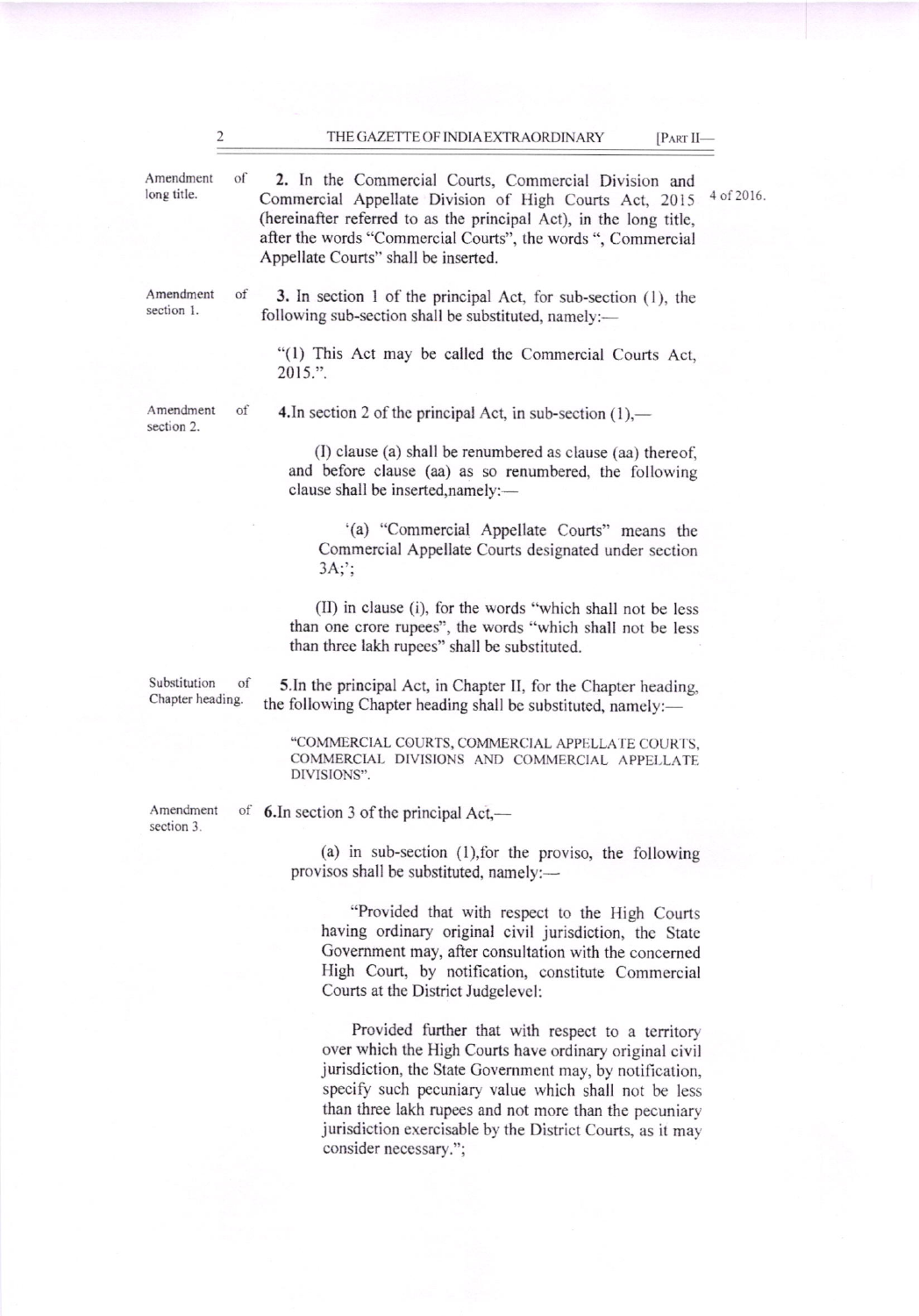Amendment of long title.

**2.** In the Commercial Courts, Commercial Division and Commercial Appellate Division of High Courts Act, 2015 (hereinafter referred to as the principal Act), in the long title, after the words "Commercial Courts", the words ", Commercial Appellate Courts" shall be inserted.

4 of 2016.

Amendment of section 1.

**3.** In section 1 of the principal Act, for sub-section (1), the following sub-section shall be substituted, namely:—

> "(1) This Act may be called the Commercial Courts Act, 2015.".

Amendment of section 2.

**4.** In section 2 of the principal Act, in sub-section (1),—

> (I) clause (a) shall be renumbered as clause (aa) thereof, and before clause (aa) as so renumbered, the following clause shall be inserted, namely:—
>
> > '(a) "Commercial Appellate Courts" means the Commercial Appellate Courts designated under section 3A;';
>
> (II) in clause (i), for the words "which shall not be less than one crore rupees", the words "which shall not be less than three lakh rupees" shall be substituted.

Substitution of Chapter heading.

**5.** In the principal Act, in Chapter II, for the Chapter heading, the following Chapter heading shall be substituted, namely:—

> "COMMERCIAL COURTS, COMMERCIAL APPELLATE COURTS, COMMERCIAL DIVISIONS AND COMMERCIAL APPELLATE DIVISIONS".

Amendment of section 3.

**6.** In section 3 of the principal Act,—

> (a) in sub-section (1), for the proviso, the following provisos shall be substituted, namely:—
>
> > "Provided that with respect to the High Courts having ordinary original civil jurisdiction, the State Government may, after consultation with the concerned High Court, by notification, constitute Commercial Courts at the District Judgelevel:
> >
> > Provided further that with respect to a territory over which the High Courts have ordinary original civil jurisdiction, the State Government may, by notification, specify such pecuniary value which shall not be less than three lakh rupees and not more than the pecuniary jurisdiction exercisable by the District Courts, as it may consider necessary.";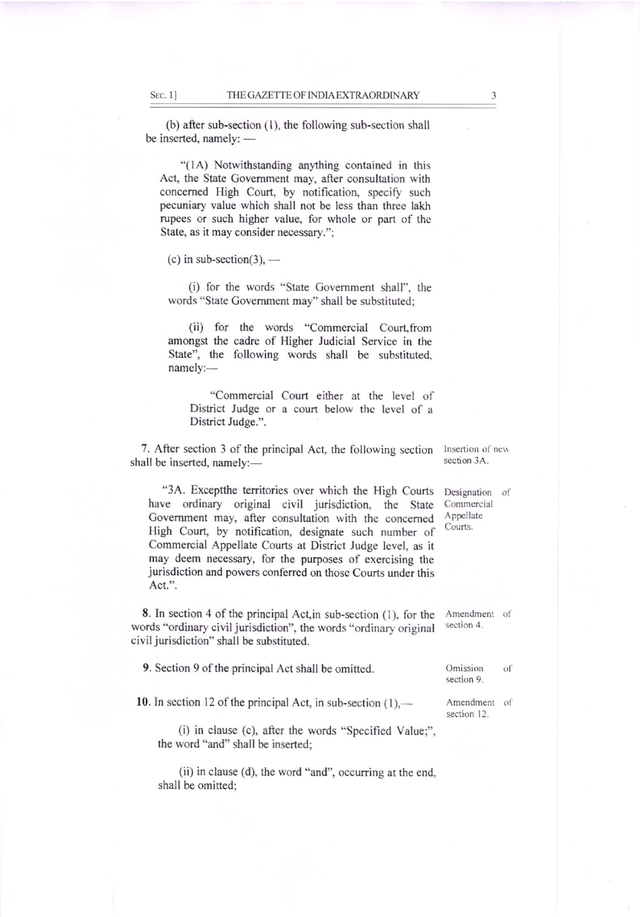(b) after sub-section (1), the following sub-section shall be inserted, namely: —

"(1A) Notwithstanding anything contained in this Act, the State Government may, after consultation with concerned High Court, by notification, specify such pecuniary value which shall not be less than three lakh rupees or such higher value, for whole or part of the State, as it may consider necessary.";

(c) in sub-section(3), —

(i) for the words "State Government shall", the words "State Government may" shall be substituted;

(ii) for the words "Commercial Court,from amongst the cadre of Higher Judicial Service in the State", the following words shall be substituted, namely:—

"Commercial Court either at the level of District Judge or a court below the level of a District Judge.".

Insertion of new section 3A.

7. After section 3 of the principal Act, the following section shall be inserted, namely:—

Designation of Commercial Appellate Courts.

"3A. Exceptthe territories over which the High Courts have ordinary original civil jurisdiction, the State Government may, after consultation with the concerned High Court, by notification, designate such number of Commercial Appellate Courts at District Judge level, as it may deem necessary, for the purposes of exercising the jurisdiction and powers conferred on those Courts under this Act.".

Amendment of section 4.

8. In section 4 of the principal Act,in sub-section (1), for the words "ordinary civil jurisdiction", the words "ordinary original civil jurisdiction" shall be substituted.

Omission of section 9.

9. Section 9 of the principal Act shall be omitted.

Amendment of section 12.

10. In section 12 of the principal Act, in sub-section (1),—

(i) in clause (c), after the words "Specified Value;", the word "and" shall be inserted;

(ii) in clause (d), the word "and", occurring at the end, shall be omitted;